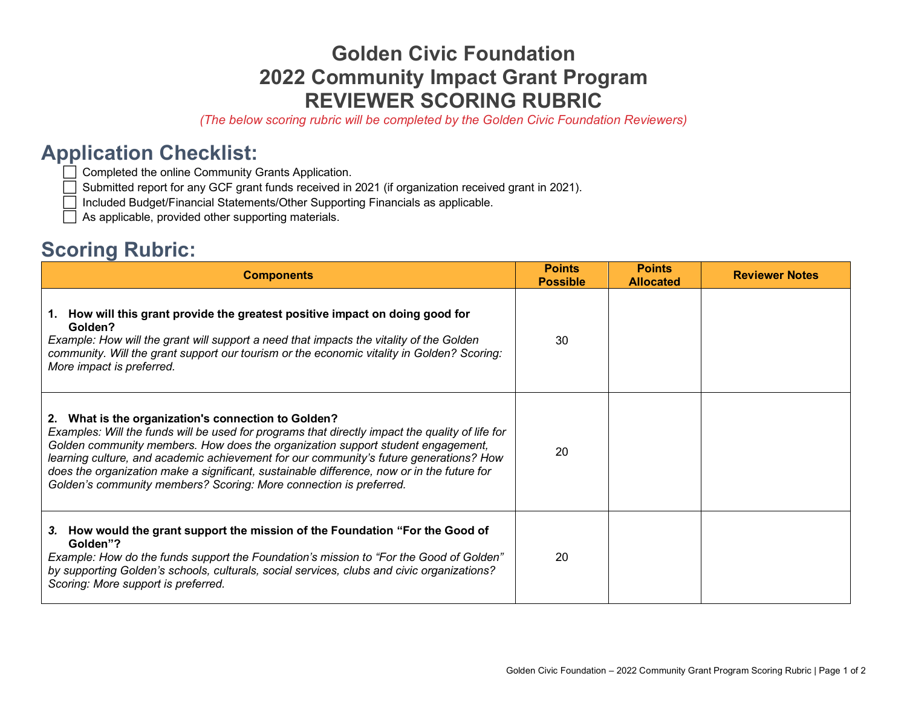# Golden Civic Foundation
# 2022 Community Impact Grant Program
# REVIEWER SCORING RUBRIC

*(The below scoring rubric will be completed by the Golden Civic Foundation Reviewers)*

## Application Checklist:

- [ ] Completed the online Community Grants Application.
- [ ] Submitted report for any GCF grant funds received in 2021 (if organization received grant in 2021).
- [ ] Included Budget/Financial Statements/Other Supporting Financials as applicable.
- [ ] As applicable, provided other supporting materials.

## Scoring Rubric:

| Components | Points Possible | Points Allocated | Reviewer Notes |
|---|---|---|---|
| **1. How will this grant provide the greatest positive impact on doing good for Golden?** *Example: How will the grant will support a need that impacts the vitality of the Golden community. Will the grant support our tourism or the economic vitality in Golden? Scoring: More impact is preferred.* | 30 | | |
| **2. What is the organization's connection to Golden?** *Examples: Will the funds will be used for programs that directly impact the quality of life for Golden community members. How does the organization support student engagement, learning culture, and academic achievement for our community's future generations? How does the organization make a significant, sustainable difference, now or in the future for Golden's community members? Scoring: More connection is preferred.* | 20 | | |
| ***3.* How would the grant support the mission of the Foundation "For the Good of Golden"?** *Example: How do the funds support the Foundation's mission to "For the Good of Golden" by supporting Golden's schools, culturals, social services, clubs and civic organizations? Scoring: More support is preferred.* | 20 | | |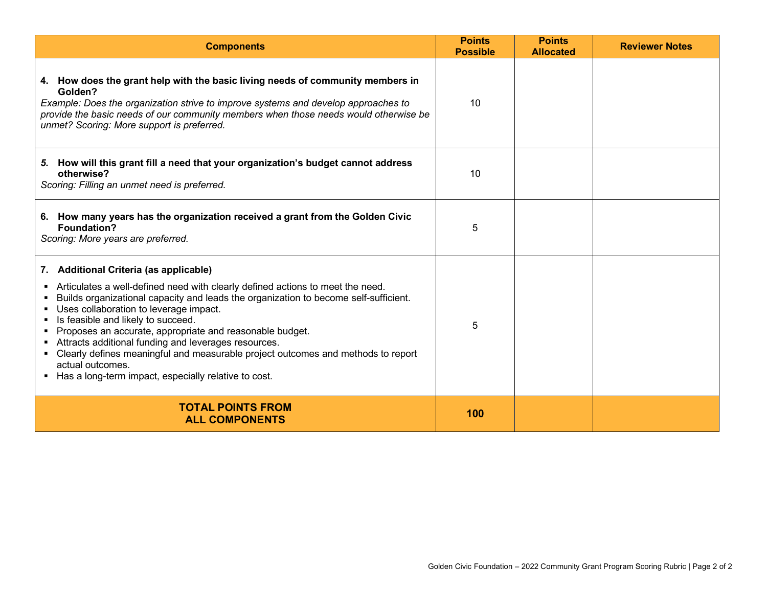| Components | Points Possible | Points Allocated | Reviewer Notes |
|---|---|---|---|
| **4. How does the grant help with the basic living needs of community members in Golden?**<br>*Example: Does the organization strive to improve systems and develop approaches to provide the basic needs of our community members when those needs would otherwise be unmet? Scoring: More support is preferred.* | 10 | | |
| ***5.*** **How will this grant fill a need that your organization's budget cannot address otherwise?**<br>*Scoring: Filling an unmet need is preferred.* | 10 | | |
| **6. How many years has the organization received a grant from the Golden Civic Foundation?**<br>*Scoring: More years are preferred.* | 5 | | |
| **7. Additional Criteria (as applicable)**<br>▪ Articulates a well-defined need with clearly defined actions to meet the need.<br>▪ Builds organizational capacity and leads the organization to become self-sufficient.<br>▪ Uses collaboration to leverage impact.<br>▪ Is feasible and likely to succeed.<br>▪ Proposes an accurate, appropriate and reasonable budget.<br>▪ Attracts additional funding and leverages resources.<br>▪ Clearly defines meaningful and measurable project outcomes and methods to report actual outcomes.<br>▪ Has a long-term impact, especially relative to cost. | 5 | | |
| **TOTAL POINTS FROM ALL COMPONENTS** | **100** | | |